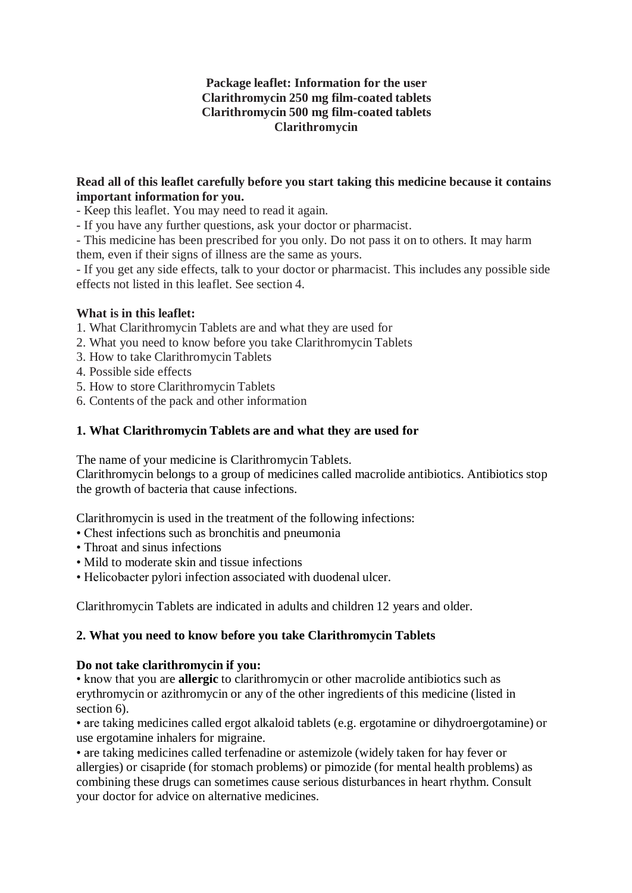# Package leaflet: Information for the user
# Clarithromycin 250 mg film-coated tablets
# Clarithromycin 500 mg film-coated tablets
# Clarithromycin

**Read all of this leaflet carefully before you start taking this medicine because it contains important information for you.**

- Keep this leaflet. You may need to read it again.
- If you have any further questions, ask your doctor or pharmacist.
- This medicine has been prescribed for you only. Do not pass it on to others. It may harm them, even if their signs of illness are the same as yours.
- If you get any side effects, talk to your doctor or pharmacist. This includes any possible side effects not listed in this leaflet. See section 4.

**What is in this leaflet:**

1. What Clarithromycin Tablets are and what they are used for
2. What you need to know before you take Clarithromycin Tablets
3. How to take Clarithromycin Tablets
4. Possible side effects
5. How to store Clarithromycin Tablets
6. Contents of the pack and other information

## 1. What Clarithromycin Tablets are and what they are used for

The name of your medicine is Clarithromycin Tablets.
Clarithromycin belongs to a group of medicines called macrolide antibiotics. Antibiotics stop the growth of bacteria that cause infections.

Clarithromycin is used in the treatment of the following infections:

- Chest infections such as bronchitis and pneumonia
- Throat and sinus infections
- Mild to moderate skin and tissue infections
- Helicobacter pylori infection associated with duodenal ulcer.

Clarithromycin Tablets are indicated in adults and children 12 years and older.

## 2. What you need to know before you take Clarithromycin Tablets

**Do not take clarithromycin if you:**

- know that you are **allergic** to clarithromycin or other macrolide antibiotics such as erythromycin or azithromycin or any of the other ingredients of this medicine (listed in section 6).
- are taking medicines called ergot alkaloid tablets (e.g. ergotamine or dihydroergotamine) or use ergotamine inhalers for migraine.
- are taking medicines called terfenadine or astemizole (widely taken for hay fever or allergies) or cisapride (for stomach problems) or pimozide (for mental health problems) as combining these drugs can sometimes cause serious disturbances in heart rhythm. Consult your doctor for advice on alternative medicines.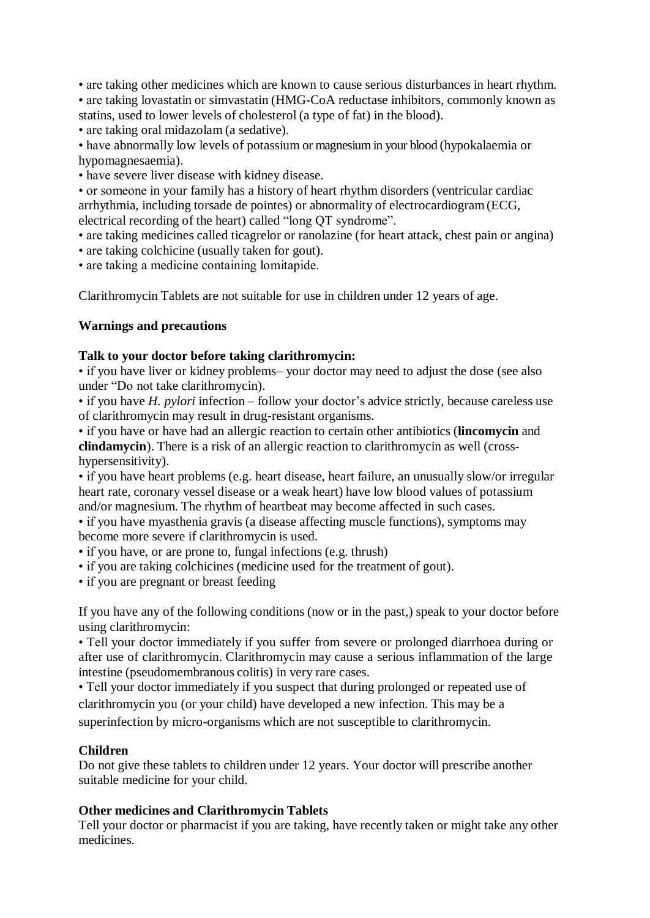- are taking other medicines which are known to cause serious disturbances in heart rhythm.
- are taking lovastatin or simvastatin (HMG-CoA reductase inhibitors, commonly known as statins, used to lower levels of cholesterol (a type of fat) in the blood).
- are taking oral midazolam (a sedative).
- have abnormally low levels of potassium or magnesium in your blood (hypokalaemia or hypomagnesaemia).
- have severe liver disease with kidney disease.
- or someone in your family has a history of heart rhythm disorders (ventricular cardiac arrhythmia, including torsade de pointes) or abnormality of electrocardiogram (ECG, electrical recording of the heart) called "long QT syndrome".
- are taking medicines called ticagrelor or ranolazine (for heart attack, chest pain or angina)
- are taking colchicine (usually taken for gout).
- are taking a medicine containing lomitapide.

Clarithromycin Tablets are not suitable for use in children under 12 years of age.

**Warnings and precautions**

**Talk to your doctor before taking clarithromycin:**

- if you have liver or kidney problems– your doctor may need to adjust the dose (see also under "Do not take clarithromycin).
- if you have *H. pylori* infection – follow your doctor's advice strictly, because careless use of clarithromycin may result in drug-resistant organisms.
- if you have or have had an allergic reaction to certain other antibiotics (**lincomycin** and **clindamycin**). There is a risk of an allergic reaction to clarithromycin as well (cross-hypersensitivity).
- if you have heart problems (e.g. heart disease, heart failure, an unusually slow/or irregular heart rate, coronary vessel disease or a weak heart) have low blood values of potassium and/or magnesium. The rhythm of heartbeat may become affected in such cases.
- if you have myasthenia gravis (a disease affecting muscle functions), symptoms may become more severe if clarithromycin is used.
- if you have, or are prone to, fungal infections (e.g. thrush)
- if you are taking colchicines (medicine used for the treatment of gout).
- if you are pregnant or breast feeding

If you have any of the following conditions (now or in the past,) speak to your doctor before using clarithromycin:

- Tell your doctor immediately if you suffer from severe or prolonged diarrhoea during or after use of clarithromycin. Clarithromycin may cause a serious inflammation of the large intestine (pseudomembranous colitis) in very rare cases.
- Tell your doctor immediately if you suspect that during prolonged or repeated use of clarithromycin you (or your child) have developed a new infection. This may be a superinfection by micro-organisms which are not susceptible to clarithromycin.

**Children**

Do not give these tablets to children under 12 years. Your doctor will prescribe another suitable medicine for your child.

**Other medicines and Clarithromycin Tablets**

Tell your doctor or pharmacist if you are taking, have recently taken or might take any other medicines.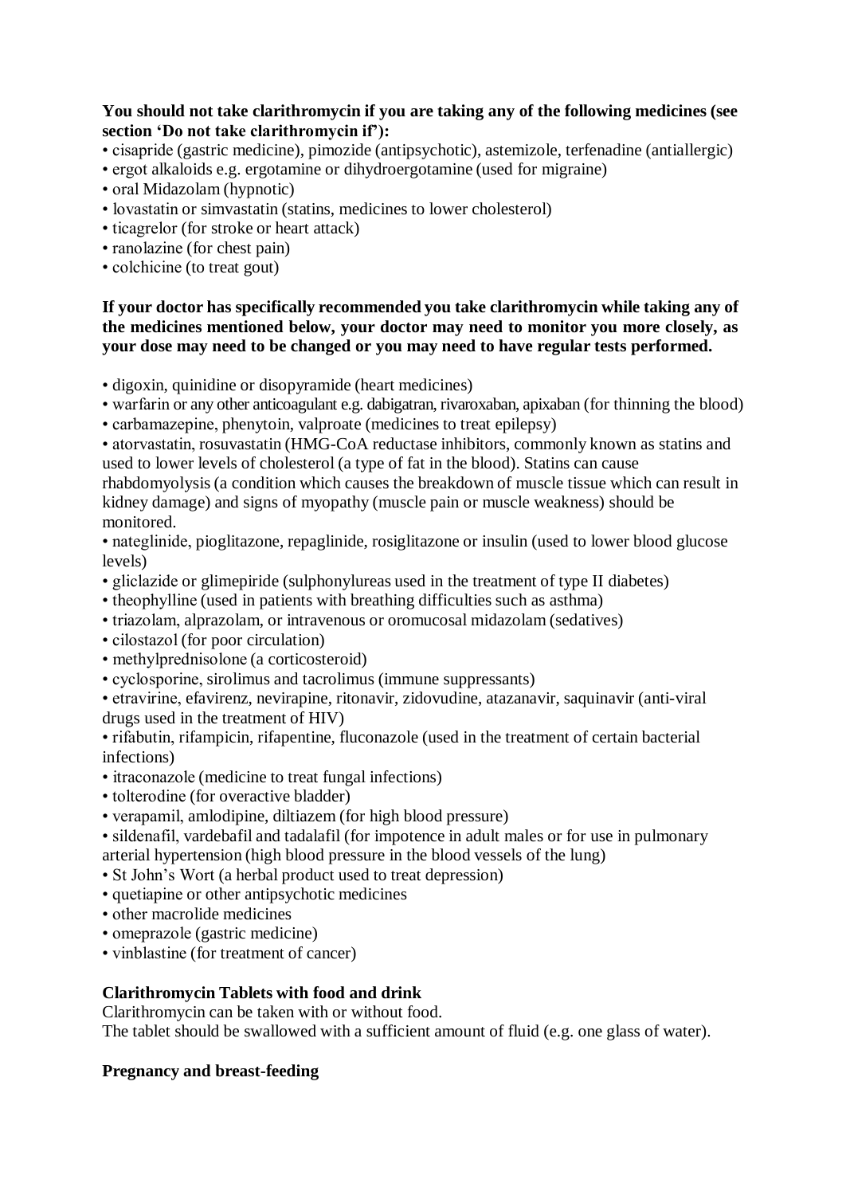**You should not take clarithromycin if you are taking any of the following medicines (see section 'Do not take clarithromycin if'):**

- cisapride (gastric medicine), pimozide (antipsychotic), astemizole, terfenadine (antiallergic)
- ergot alkaloids e.g. ergotamine or dihydroergotamine (used for migraine)
- oral Midazolam (hypnotic)
- lovastatin or simvastatin (statins, medicines to lower cholesterol)
- ticagrelor (for stroke or heart attack)
- ranolazine (for chest pain)
- colchicine (to treat gout)

**If your doctor has specifically recommended you take clarithromycin while taking any of the medicines mentioned below, your doctor may need to monitor you more closely, as your dose may need to be changed or you may need to have regular tests performed.**

- digoxin, quinidine or disopyramide (heart medicines)
- warfarin or any other anticoagulant e.g. dabigatran, rivaroxaban, apixaban (for thinning the blood)
- carbamazepine, phenytoin, valproate (medicines to treat epilepsy)
- atorvastatin, rosuvastatin (HMG-CoA reductase inhibitors, commonly known as statins and used to lower levels of cholesterol (a type of fat in the blood). Statins can cause rhabdomyolysis (a condition which causes the breakdown of muscle tissue which can result in kidney damage) and signs of myopathy (muscle pain or muscle weakness) should be monitored.
- nateglinide, pioglitazone, repaglinide, rosiglitazone or insulin (used to lower blood glucose levels)
- gliclazide or glimepiride (sulphonylureas used in the treatment of type II diabetes)
- theophylline (used in patients with breathing difficulties such as asthma)
- triazolam, alprazolam, or intravenous or oromucosal midazolam (sedatives)
- cilostazol (for poor circulation)
- methylprednisolone (a corticosteroid)
- cyclosporine, sirolimus and tacrolimus (immune suppressants)
- etravirine, efavirenz, nevirapine, ritonavir, zidovudine, atazanavir, saquinavir (anti-viral drugs used in the treatment of HIV)
- rifabutin, rifampicin, rifapentine, fluconazole (used in the treatment of certain bacterial infections)
- itraconazole (medicine to treat fungal infections)
- tolterodine (for overactive bladder)
- verapamil, amlodipine, diltiazem (for high blood pressure)
- sildenafil, vardebafil and tadalafil (for impotence in adult males or for use in pulmonary arterial hypertension (high blood pressure in the blood vessels of the lung)
- St John's Wort (a herbal product used to treat depression)
- quetiapine or other antipsychotic medicines
- other macrolide medicines
- omeprazole (gastric medicine)
- vinblastine (for treatment of cancer)

**Clarithromycin Tablets with food and drink**

Clarithromycin can be taken with or without food.
The tablet should be swallowed with a sufficient amount of fluid (e.g. one glass of water).

**Pregnancy and breast-feeding**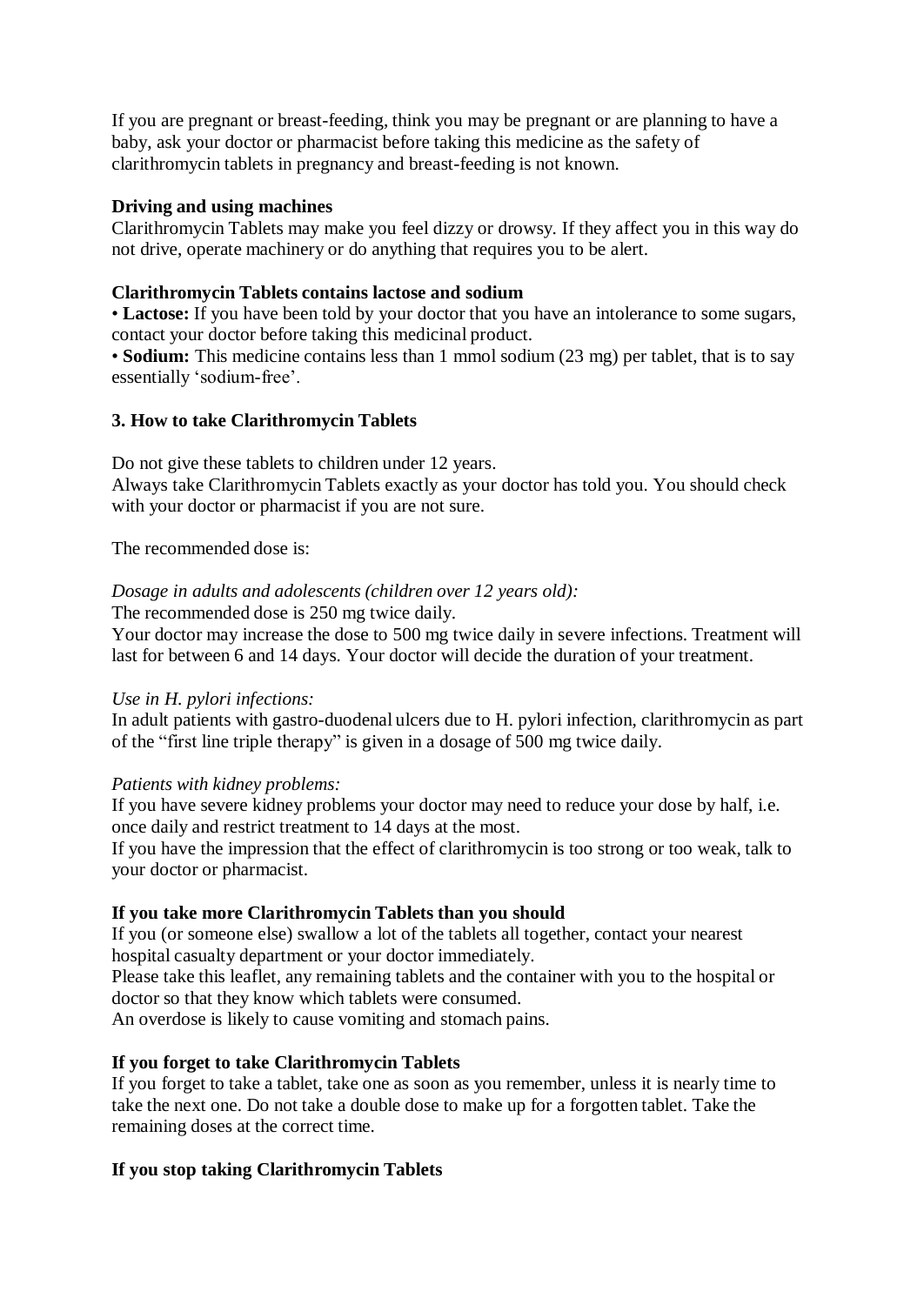If you are pregnant or breast-feeding, think you may be pregnant or are planning to have a baby, ask your doctor or pharmacist before taking this medicine as the safety of clarithromycin tablets in pregnancy and breast-feeding is not known.

**Driving and using machines**

Clarithromycin Tablets may make you feel dizzy or drowsy. If they affect you in this way do not drive, operate machinery or do anything that requires you to be alert.

**Clarithromycin Tablets contains lactose and sodium**

- **Lactose:** If you have been told by your doctor that you have an intolerance to some sugars, contact your doctor before taking this medicinal product.
- **Sodium:** This medicine contains less than 1 mmol sodium (23 mg) per tablet, that is to say essentially 'sodium-free'.

## 3. How to take Clarithromycin Tablets

Do not give these tablets to children under 12 years.
Always take Clarithromycin Tablets exactly as your doctor has told you. You should check with your doctor or pharmacist if you are not sure.

The recommended dose is:

*Dosage in adults and adolescents (children over 12 years old):*

The recommended dose is 250 mg twice daily.
Your doctor may increase the dose to 500 mg twice daily in severe infections. Treatment will last for between 6 and 14 days. Your doctor will decide the duration of your treatment.

*Use in H. pylori infections:*

In adult patients with gastro-duodenal ulcers due to H. pylori infection, clarithromycin as part of the "first line triple therapy" is given in a dosage of 500 mg twice daily.

*Patients with kidney problems:*

If you have severe kidney problems your doctor may need to reduce your dose by half, i.e. once daily and restrict treatment to 14 days at the most.
If you have the impression that the effect of clarithromycin is too strong or too weak, talk to your doctor or pharmacist.

**If you take more Clarithromycin Tablets than you should**

If you (or someone else) swallow a lot of the tablets all together, contact your nearest hospital casualty department or your doctor immediately.
Please take this leaflet, any remaining tablets and the container with you to the hospital or doctor so that they know which tablets were consumed.
An overdose is likely to cause vomiting and stomach pains.

**If you forget to take Clarithromycin Tablets**

If you forget to take a tablet, take one as soon as you remember, unless it is nearly time to take the next one. Do not take a double dose to make up for a forgotten tablet. Take the remaining doses at the correct time.

**If you stop taking Clarithromycin Tablets**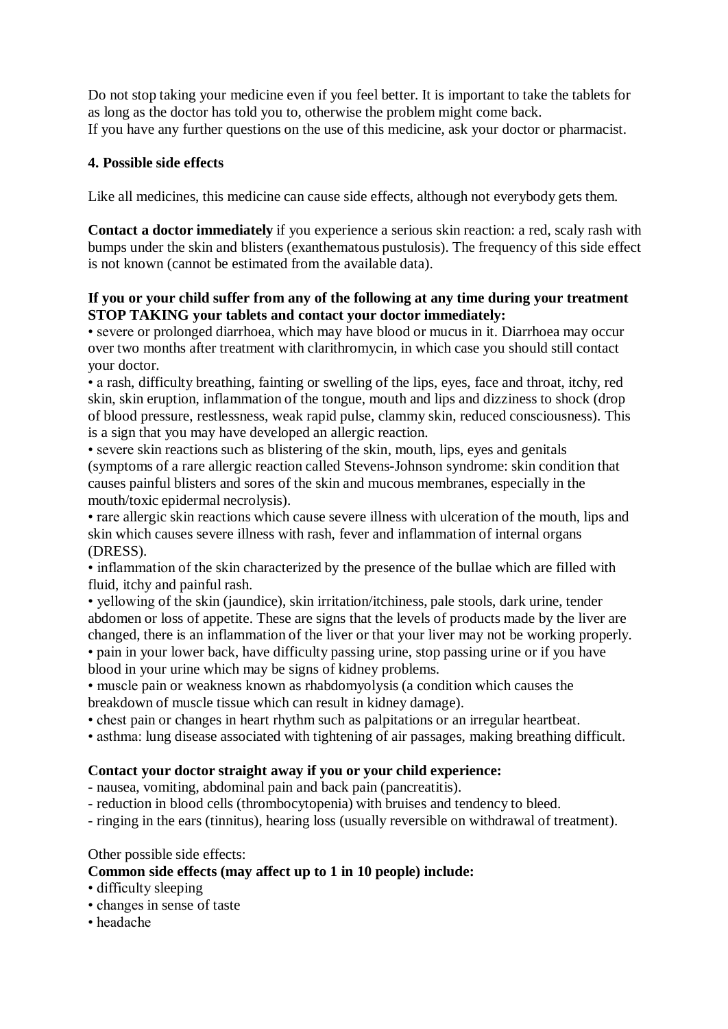Do not stop taking your medicine even if you feel better. It is important to take the tablets for as long as the doctor has told you to, otherwise the problem might come back.
If you have any further questions on the use of this medicine, ask your doctor or pharmacist.

## 4. Possible side effects

Like all medicines, this medicine can cause side effects, although not everybody gets them.

**Contact a doctor immediately** if you experience a serious skin reaction: a red, scaly rash with bumps under the skin and blisters (exanthematous pustulosis). The frequency of this side effect is not known (cannot be estimated from the available data).

**If you or your child suffer from any of the following at any time during your treatment STOP TAKING your tablets and contact your doctor immediately:**

- severe or prolonged diarrhoea, which may have blood or mucus in it. Diarrhoea may occur over two months after treatment with clarithromycin, in which case you should still contact your doctor.
- a rash, difficulty breathing, fainting or swelling of the lips, eyes, face and throat, itchy, red skin, skin eruption, inflammation of the tongue, mouth and lips and dizziness to shock (drop of blood pressure, restlessness, weak rapid pulse, clammy skin, reduced consciousness). This is a sign that you may have developed an allergic reaction.
- severe skin reactions such as blistering of the skin, mouth, lips, eyes and genitals (symptoms of a rare allergic reaction called Stevens-Johnson syndrome: skin condition that causes painful blisters and sores of the skin and mucous membranes, especially in the mouth/toxic epidermal necrolysis).
- rare allergic skin reactions which cause severe illness with ulceration of the mouth, lips and skin which causes severe illness with rash, fever and inflammation of internal organs (DRESS).
- inflammation of the skin characterized by the presence of the bullae which are filled with fluid, itchy and painful rash.
- yellowing of the skin (jaundice), skin irritation/itchiness, pale stools, dark urine, tender abdomen or loss of appetite. These are signs that the levels of products made by the liver are changed, there is an inflammation of the liver or that your liver may not be working properly.
- pain in your lower back, have difficulty passing urine, stop passing urine or if you have blood in your urine which may be signs of kidney problems.
- muscle pain or weakness known as rhabdomyolysis (a condition which causes the breakdown of muscle tissue which can result in kidney damage).
- chest pain or changes in heart rhythm such as palpitations or an irregular heartbeat.
- asthma: lung disease associated with tightening of air passages, making breathing difficult.

**Contact your doctor straight away if you or your child experience:**

- nausea, vomiting, abdominal pain and back pain (pancreatitis).
- reduction in blood cells (thrombocytopenia) with bruises and tendency to bleed.
- ringing in the ears (tinnitus), hearing loss (usually reversible on withdrawal of treatment).

Other possible side effects:

**Common side effects (may affect up to 1 in 10 people) include:**

- difficulty sleeping
- changes in sense of taste
- headache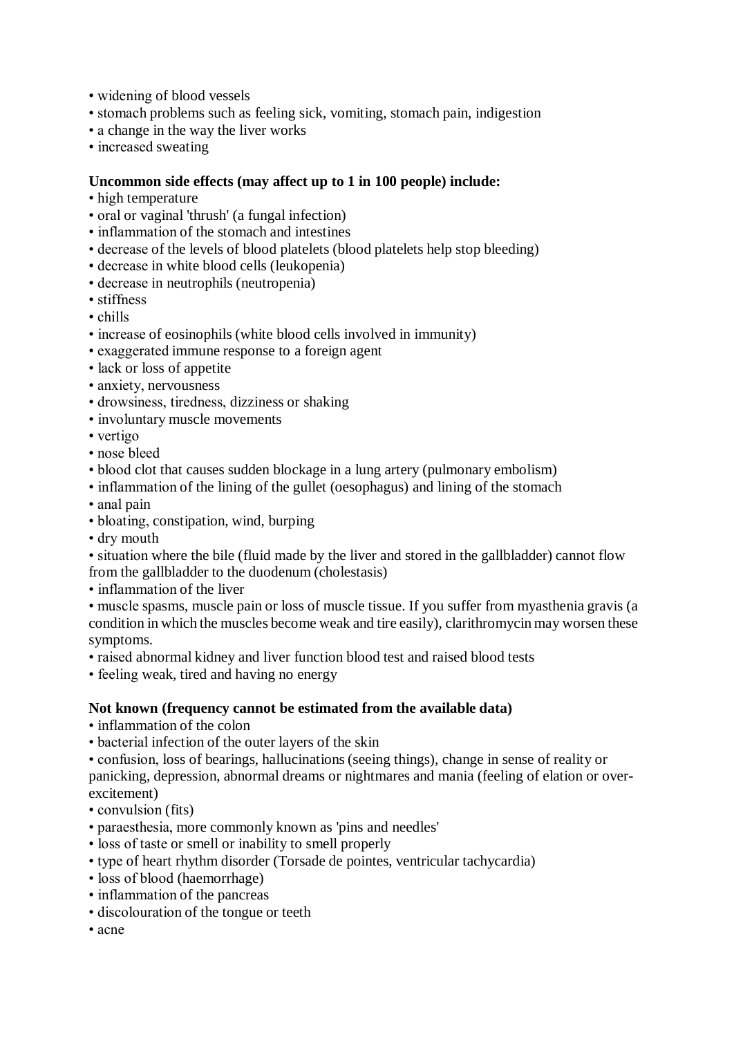- widening of blood vessels
- stomach problems such as feeling sick, vomiting, stomach pain, indigestion
- a change in the way the liver works
- increased sweating

**Uncommon side effects (may affect up to 1 in 100 people) include:**

- high temperature
- oral or vaginal 'thrush' (a fungal infection)
- inflammation of the stomach and intestines
- decrease of the levels of blood platelets (blood platelets help stop bleeding)
- decrease in white blood cells (leukopenia)
- decrease in neutrophils (neutropenia)
- stiffness
- chills
- increase of eosinophils (white blood cells involved in immunity)
- exaggerated immune response to a foreign agent
- lack or loss of appetite
- anxiety, nervousness
- drowsiness, tiredness, dizziness or shaking
- involuntary muscle movements
- vertigo
- nose bleed
- blood clot that causes sudden blockage in a lung artery (pulmonary embolism)
- inflammation of the lining of the gullet (oesophagus) and lining of the stomach
- anal pain
- bloating, constipation, wind, burping
- dry mouth
- situation where the bile (fluid made by the liver and stored in the gallbladder) cannot flow from the gallbladder to the duodenum (cholestasis)
- inflammation of the liver
- muscle spasms, muscle pain or loss of muscle tissue. If you suffer from myasthenia gravis (a condition in which the muscles become weak and tire easily), clarithromycin may worsen these symptoms.
- raised abnormal kidney and liver function blood test and raised blood tests
- feeling weak, tired and having no energy

**Not known (frequency cannot be estimated from the available data)**

- inflammation of the colon
- bacterial infection of the outer layers of the skin
- confusion, loss of bearings, hallucinations (seeing things), change in sense of reality or panicking, depression, abnormal dreams or nightmares and mania (feeling of elation or over-excitement)
- convulsion (fits)
- paraesthesia, more commonly known as 'pins and needles'
- loss of taste or smell or inability to smell properly
- type of heart rhythm disorder (Torsade de pointes, ventricular tachycardia)
- loss of blood (haemorrhage)
- inflammation of the pancreas
- discolouration of the tongue or teeth
- acne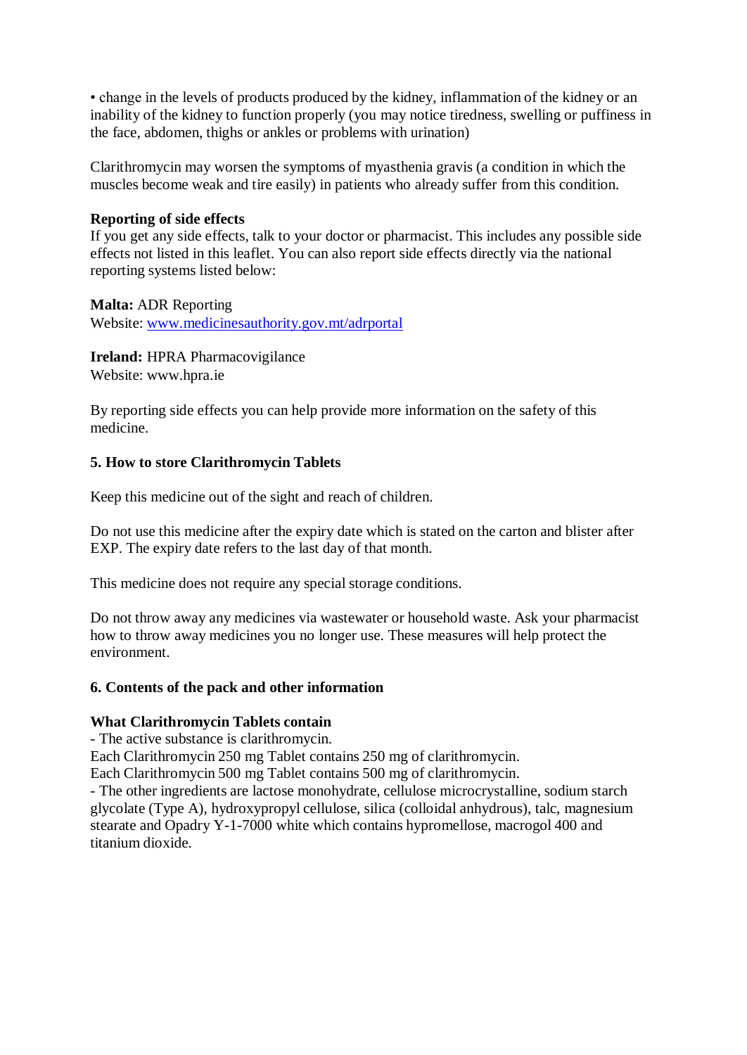- change in the levels of products produced by the kidney, inflammation of the kidney or an inability of the kidney to function properly (you may notice tiredness, swelling or puffiness in the face, abdomen, thighs or ankles or problems with urination)

Clarithromycin may worsen the symptoms of myasthenia gravis (a condition in which the muscles become weak and tire easily) in patients who already suffer from this condition.

**Reporting of side effects**
If you get any side effects, talk to your doctor or pharmacist. This includes any possible side effects not listed in this leaflet. You can also report side effects directly via the national reporting systems listed below:

**Malta:** ADR Reporting
Website: [www.medicinesauthority.gov.mt/adrportal](www.medicinesauthority.gov.mt/adrportal)

**Ireland:** HPRA Pharmacovigilance
Website: www.hpra.ie

By reporting side effects you can help provide more information on the safety of this medicine.

## 5. How to store Clarithromycin Tablets

Keep this medicine out of the sight and reach of children.

Do not use this medicine after the expiry date which is stated on the carton and blister after EXP. The expiry date refers to the last day of that month.

This medicine does not require any special storage conditions.

Do not throw away any medicines via wastewater or household waste. Ask your pharmacist how to throw away medicines you no longer use. These measures will help protect the environment.

## 6. Contents of the pack and other information

**What Clarithromycin Tablets contain**
- The active substance is clarithromycin.

Each Clarithromycin 250 mg Tablet contains 250 mg of clarithromycin.
Each Clarithromycin 500 mg Tablet contains 500 mg of clarithromycin.

- The other ingredients are lactose monohydrate, cellulose microcrystalline, sodium starch glycolate (Type A), hydroxypropyl cellulose, silica (colloidal anhydrous), talc, magnesium stearate and Opadry Y-1-7000 white which contains hypromellose, macrogol 400 and titanium dioxide.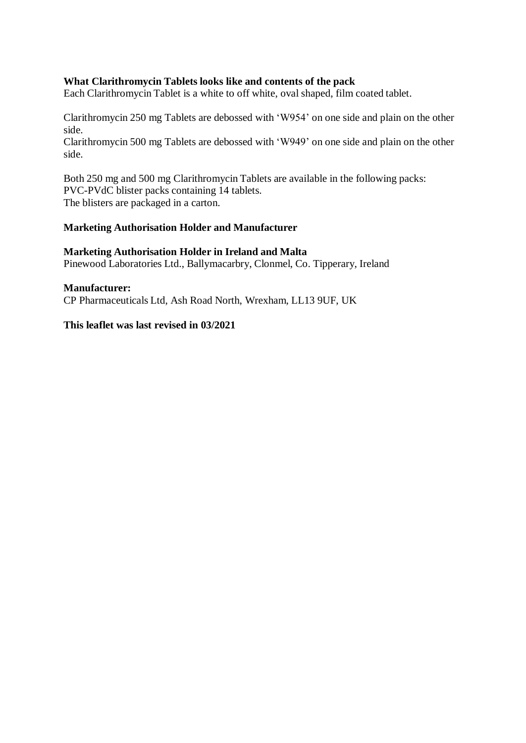**What Clarithromycin Tablets looks like and contents of the pack**

Each Clarithromycin Tablet is a white to off white, oval shaped, film coated tablet.

Clarithromycin 250 mg Tablets are debossed with 'W954' on one side and plain on the other side.
Clarithromycin 500 mg Tablets are debossed with 'W949' on one side and plain on the other side.

Both 250 mg and 500 mg Clarithromycin Tablets are available in the following packs:
PVC-PVdC blister packs containing 14 tablets.
The blisters are packaged in a carton.

**Marketing Authorisation Holder and Manufacturer**

**Marketing Authorisation Holder in Ireland and Malta**
Pinewood Laboratories Ltd., Ballymacarbry, Clonmel, Co. Tipperary, Ireland

**Manufacturer:**
CP Pharmaceuticals Ltd, Ash Road North, Wrexham, LL13 9UF, UK

**This leaflet was last revised in 03/2021**